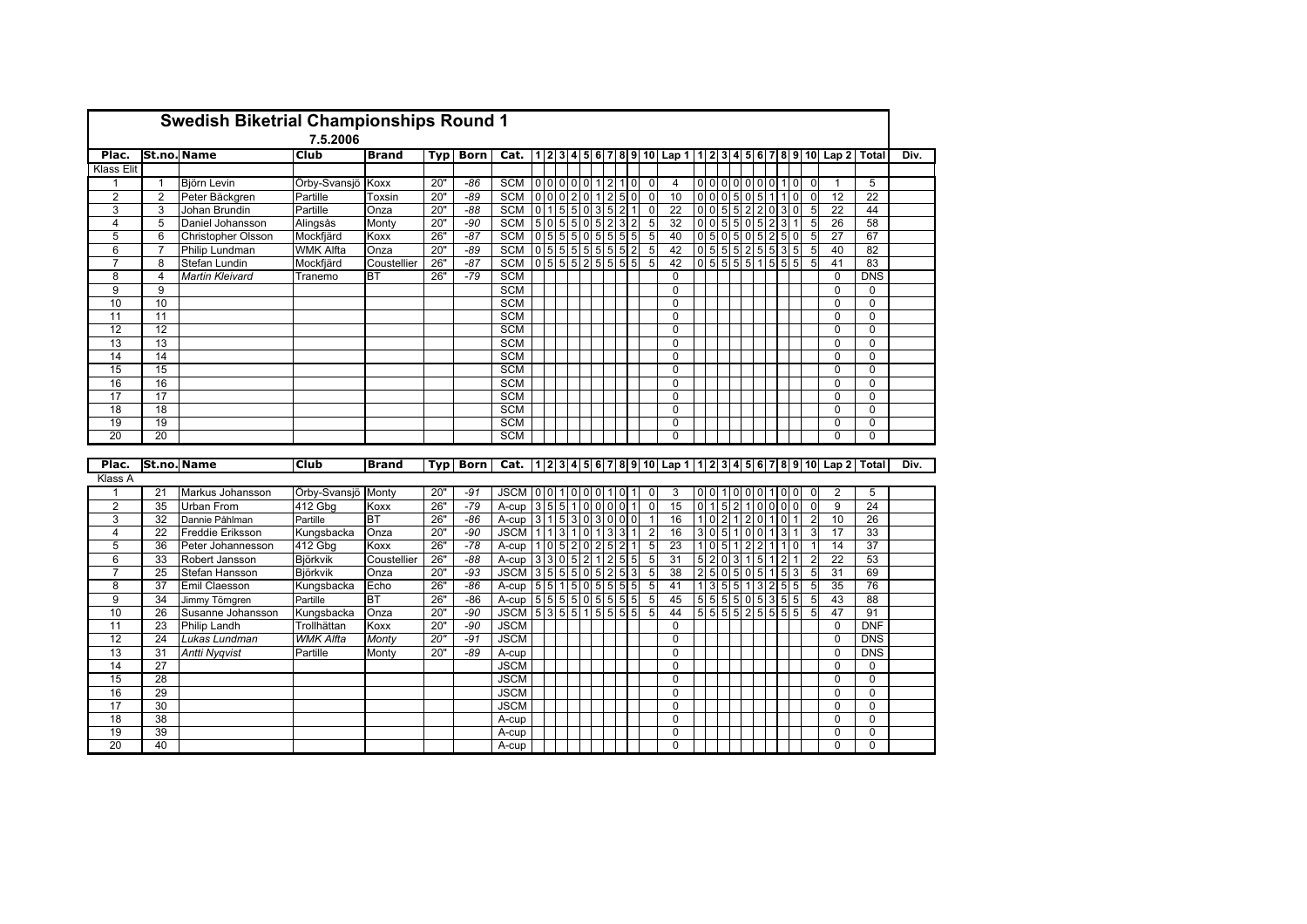# Swedish Biketrial Championships Round 1

7.5.2006

| Plac. | St.no. | Name | Club | Brand | Typ | Born | Cat. | 1 | 2 | 3 | 4 | 5 | 6 | 7 | 8 | 9 | 10 | Lap 1 | 1 | 2 | 3 | 4 | 5 | 6 | 7 | 8 | 9 | 10 | Lap 2 | Total | Div. |
|---|---|---|---|---|---|---|---|---|---|---|---|---|---|---|---|---|---|---|---|---|---|---|---|---|---|---|---|---|---|---|---|
| Klass Elit | | | | | | | | | | | | | | | | | | | | | | | | | | | | | | | |
| 1 | 1 | Björn Levin | Örby-Svansjö | Koxx | 20" | *-86* | SCM | 0 | 0 | 0 | 0 | 0 | 1 | 2 | 1 | 0 | 0 | 4 | 0 | 0 | 0 | 0 | 0 | 0 | 0 | 1 | 0 | 0 | 1 | 5 | |
| 2 | 2 | Peter Bäckgren | Partille | Toxsin | 20" | *-89* | SCM | 0 | 0 | 0 | 2 | 0 | 1 | 2 | 5 | 0 | 0 | 10 | 0 | 0 | 0 | 5 | 0 | 5 | 1 | 1 | 0 | 0 | 12 | 22 | |
| 3 | 3 | Johan Brundin | Partille | Onza | 20" | *-88* | SCM | 0 | 1 | 5 | 5 | 0 | 3 | 5 | 2 | 1 | 0 | 22 | 0 | 0 | 5 | 5 | 2 | 2 | 0 | 3 | 0 | 5 | 22 | 44 | |
| 4 | 5 | Daniel Johansson | Alingsås | Monty | 20" | *-90* | SCM | 5 | 0 | 5 | 5 | 0 | 5 | 2 | 3 | 2 | 5 | 32 | 0 | 0 | 5 | 5 | 0 | 5 | 2 | 3 | 1 | 5 | 26 | 58 | |
| 5 | 6 | Christopher Olsson | Mockfjärd | Koxx | 26" | *-87* | SCM | 0 | 5 | 5 | 5 | 0 | 5 | 5 | 5 | 5 | 5 | 40 | 0 | 5 | 0 | 5 | 0 | 5 | 2 | 5 | 0 | 5 | 27 | 67 | |
| 6 | 7 | Philip Lundman | WMK Alfta | Onza | 20" | *-89* | SCM | 0 | 5 | 5 | 5 | 5 | 5 | 5 | 5 | 2 | 5 | 42 | 0 | 5 | 5 | 5 | 2 | 5 | 5 | 3 | 5 | 5 | 40 | 82 | |
| 7 | 8 | Stefan Lundin | Mockfjärd | Coustellier | 26" | *-87* | SCM | 0 | 5 | 5 | 5 | 2 | 5 | 5 | 5 | 5 | 5 | 42 | 0 | 5 | 5 | 5 | 5 | 1 | 5 | 5 | 5 | 5 | 41 | 83 | |
| 8 | 4 | *Martin Kleivard* | Tranemo | BT | 26" | *-79* | SCM | | | | | | | | | | | 0 | | | | | | | | | | | 0 | DNS | |
| 9 | 9 | | | | | | SCM | | | | | | | | | | | 0 | | | | | | | | | | | 0 | 0 | |
| 10 | 10 | | | | | | SCM | | | | | | | | | | | 0 | | | | | | | | | | | 0 | 0 | |
| 11 | 11 | | | | | | SCM | | | | | | | | | | | 0 | | | | | | | | | | | 0 | 0 | |
| 12 | 12 | | | | | | SCM | | | | | | | | | | | 0 | | | | | | | | | | | 0 | 0 | |
| 13 | 13 | | | | | | SCM | | | | | | | | | | | 0 | | | | | | | | | | | 0 | 0 | |
| 14 | 14 | | | | | | SCM | | | | | | | | | | | 0 | | | | | | | | | | | 0 | 0 | |
| 15 | 15 | | | | | | SCM | | | | | | | | | | | 0 | | | | | | | | | | | 0 | 0 | |
| 16 | 16 | | | | | | SCM | | | | | | | | | | | 0 | | | | | | | | | | | 0 | 0 | |
| 17 | 17 | | | | | | SCM | | | | | | | | | | | 0 | | | | | | | | | | | 0 | 0 | |
| 18 | 18 | | | | | | SCM | | | | | | | | | | | 0 | | | | | | | | | | | 0 | 0 | |
| 19 | 19 | | | | | | SCM | | | | | | | | | | | 0 | | | | | | | | | | | 0 | 0 | |
| 20 | 20 | | | | | | SCM | | | | | | | | | | | 0 | | | | | | | | | | | 0 | 0 | |

| Plac. | St.no. | Name | Club | Brand | Typ | Born | Cat. | 1 | 2 | 3 | 4 | 5 | 6 | 7 | 8 | 9 | 10 | Lap 1 | 1 | 2 | 3 | 4 | 5 | 6 | 7 | 8 | 9 | 10 | Lap 2 | Total | Div. |
|---|---|---|---|---|---|---|---|---|---|---|---|---|---|---|---|---|---|---|---|---|---|---|---|---|---|---|---|---|---|---|---|
| Klass A | | | | | | | | | | | | | | | | | | | | | | | | | | | | | | | |
| 1 | 21 | Markus Johansson | Örby-Svansjö | Monty | 20" | *-91* | JSCM | 0 | 0 | 1 | 0 | 0 | 0 | 1 | 0 | 1 | 0 | 3 | 0 | 0 | 1 | 0 | 0 | 0 | 1 | 0 | 0 | 0 | 2 | 5 | |
| 2 | 35 | Urban From | 412 Gbg | Koxx | 26" | *-79* | A-cup | 3 | 5 | 5 | 1 | 0 | 0 | 0 | 0 | 1 | 0 | 15 | 0 | 1 | 5 | 2 | 1 | 0 | 0 | 0 | 0 | 0 | 9 | 24 | |
| 3 | 32 | Dannie Påhlman | Partille | BT | 26" | *-86* | A-cup | 3 | 1 | 5 | 3 | 0 | 3 | 0 | 0 | 0 | 1 | 16 | 1 | 0 | 2 | 1 | 2 | 0 | 1 | 0 | 1 | 2 | 10 | 26 | |
| 4 | 22 | Freddie Eriksson | Kungsbacka | Onza | 20" | *-90* | JSCM | 1 | 1 | 3 | 1 | 0 | 1 | 3 | 3 | 1 | 2 | 16 | 3 | 0 | 5 | 1 | 0 | 0 | 1 | 3 | 1 | 3 | 17 | 33 | |
| 5 | 36 | Peter Johannesson | 412 Gbg | Koxx | 26" | *-78* | A-cup | 1 | 0 | 5 | 2 | 0 | 2 | 5 | 2 | 1 | 5 | 23 | 1 | 0 | 5 | 1 | 2 | 2 | 1 | 1 | 0 | 1 | 14 | 37 | |
| 6 | 33 | Robert Jansson | Björkvik | Coustellier | 26" | *-88* | A-cup | 3 | 3 | 0 | 5 | 2 | 1 | 2 | 5 | 5 | 5 | 31 | 5 | 2 | 0 | 3 | 1 | 5 | 1 | 2 | 1 | 2 | 22 | 53 | |
| 7 | 25 | Stefan Hansson | Björkvik | Onza | 20" | *-93* | JSCM | 3 | 5 | 5 | 5 | 0 | 5 | 2 | 5 | 3 | 5 | 38 | 2 | 5 | 0 | 5 | 0 | 5 | 1 | 5 | 3 | 5 | 31 | 69 | |
| 8 | 37 | Emil Claesson | Kungsbacka | Echo | 26" | *-86* | A-cup | 5 | 5 | 1 | 5 | 0 | 5 | 5 | 5 | 5 | 5 | 41 | 1 | 3 | 5 | 5 | 1 | 3 | 2 | 5 | 5 | 5 | 35 | 76 | |
| 9 | 34 | Jimmy Törngren | Partille | BT | 26" | *-86* | A-cup | 5 | 5 | 5 | 5 | 0 | 5 | 5 | 5 | 5 | 5 | 45 | 5 | 5 | 5 | 5 | 0 | 5 | 3 | 5 | 5 | 5 | 43 | 88 | |
| 10 | 26 | Susanne Johansson | Kungsbacka | Onza | 20" | *-90* | JSCM | 5 | 3 | 5 | 5 | 1 | 5 | 5 | 5 | 5 | 5 | 44 | 5 | 5 | 5 | 5 | 2 | 5 | 5 | 5 | 5 | 5 | 47 | 91 | |
| 11 | 23 | Philip Landh | Trollhättan | Koxx | 20" | *-90* | JSCM | | | | | | | | | | | 0 | | | | | | | | | | | 0 | DNF | |
| 12 | 24 | *Lukas Lundman* | *WMK Alfta* | *Monty* | *20"* | *-91* | JSCM | | | | | | | | | | | 0 | | | | | | | | | | | 0 | DNS | |
| 13 | 31 | *Antti Nyqvist* | Partille | Monty | 20" | *-89* | A-cup | | | | | | | | | | | 0 | | | | | | | | | | | 0 | DNS | |
| 14 | 27 | | | | | | JSCM | | | | | | | | | | | 0 | | | | | | | | | | | 0 | 0 | |
| 15 | 28 | | | | | | JSCM | | | | | | | | | | | 0 | | | | | | | | | | | 0 | 0 | |
| 16 | 29 | | | | | | JSCM | | | | | | | | | | | 0 | | | | | | | | | | | 0 | 0 | |
| 17 | 30 | | | | | | JSCM | | | | | | | | | | | 0 | | | | | | | | | | | 0 | 0 | |
| 18 | 38 | | | | | | A-cup | | | | | | | | | | | 0 | | | | | | | | | | | 0 | 0 | |
| 19 | 39 | | | | | | A-cup | | | | | | | | | | | 0 | | | | | | | | | | | 0 | 0 | |
| 20 | 40 | | | | | | A-cup | | | | | | | | | | | 0 | | | | | | | | | | | 0 | 0 | |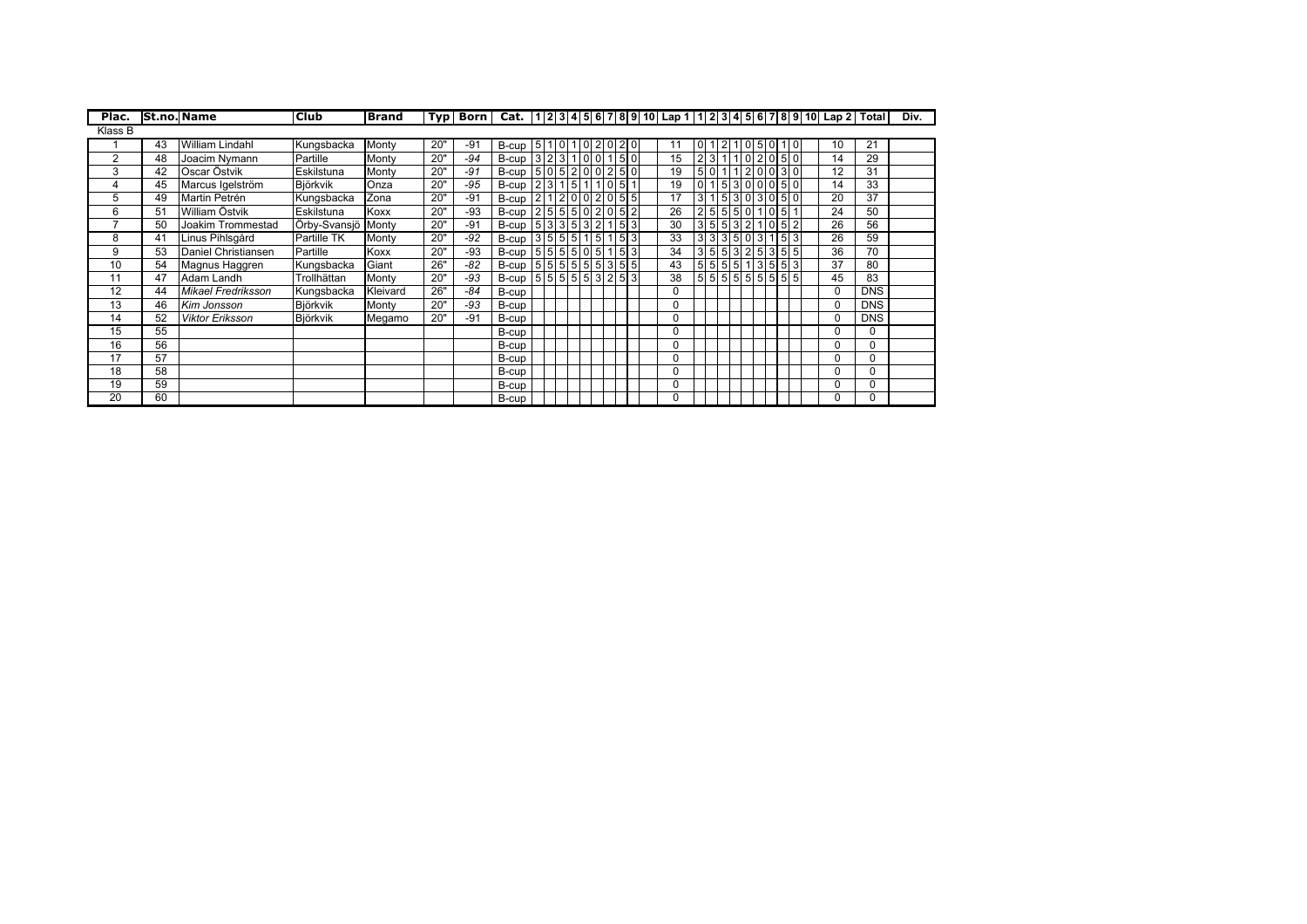| Plac. | St.no. | Name | Club | Brand | Typ | Born | Cat. | 1 | 2 | 3 | 4 | 5 | 6 | 7 | 8 | 9 | 10 | Lap 1 | 1 | 2 | 3 | 4 | 5 | 6 | 7 | 8 | 9 | 10 | Lap 2 | Total | Div. |
|---|---|---|---|---|---|---|---|---|---|---|---|---|---|---|---|---|---|---|---|---|---|---|---|---|---|---|---|---|---|---|---|
| Klass B | | | | | | | | | | | | | | | | | | | | | | | | | | | | | | | |
| 1 | 43 | William Lindahl | Kungsbacka | Monty | 20" | -91 | B-cup | 5 | 1 | 0 | 1 | 0 | 2 | 0 | 2 | 0 | | 11 | 0 | 1 | 2 | 1 | 0 | 5 | 0 | 1 | 0 | | 10 | 21 | |
| 2 | 48 | Joacim Nymann | Partille | Monty | 20" | -94 | B-cup | 3 | 2 | 3 | 1 | 0 | 0 | 1 | 5 | 0 | | 15 | 2 | 3 | 1 | 1 | 0 | 2 | 0 | 5 | 0 | | 14 | 29 | |
| 3 | 42 | Oscar Östvik | Eskilstuna | Monty | 20" | -91 | B-cup | 5 | 0 | 5 | 2 | 0 | 0 | 2 | 5 | 0 | | 19 | 5 | 0 | 1 | 1 | 2 | 0 | 0 | 3 | 0 | | 12 | 31 | |
| 4 | 45 | Marcus Igelström | Björkvik | Onza | 20" | -95 | B-cup | 2 | 3 | 1 | 5 | 1 | 1 | 0 | 5 | 1 | | 19 | 0 | 1 | 5 | 3 | 0 | 0 | 0 | 5 | 0 | | 14 | 33 | |
| 5 | 49 | Martin Petrén | Kungsbacka | Zona | 20" | -91 | B-cup | 2 | 1 | 2 | 0 | 0 | 2 | 0 | 5 | 5 | | 17 | 3 | 1 | 5 | 3 | 0 | 3 | 0 | 5 | 0 | | 20 | 37 | |
| 6 | 51 | William Östvik | Eskilstuna | Koxx | 20" | -93 | B-cup | 2 | 5 | 5 | 5 | 0 | 2 | 0 | 5 | 2 | | 26 | 2 | 5 | 5 | 5 | 0 | 1 | 0 | 5 | 1 | | 24 | 50 | |
| 7 | 50 | Joakim Trommestad | Örby-Svansjö | Monty | 20" | -91 | B-cup | 5 | 3 | 3 | 5 | 3 | 2 | 1 | 5 | 3 | | 30 | 3 | 5 | 5 | 3 | 2 | 1 | 0 | 5 | 2 | | 26 | 56 | |
| 8 | 41 | Linus Pihlsgård | Partille TK | Monty | 20" | -92 | B-cup | 3 | 5 | 5 | 5 | 1 | 5 | 1 | 5 | 3 | | 33 | 3 | 3 | 3 | 5 | 0 | 3 | 1 | 5 | 3 | | 26 | 59 | |
| 9 | 53 | Daniel Christiansen | Partille | Koxx | 20" | -93 | B-cup | 5 | 5 | 5 | 5 | 0 | 5 | 1 | 5 | 3 | | 34 | 3 | 5 | 5 | 3 | 2 | 5 | 3 | 5 | 5 | | 36 | 70 | |
| 10 | 54 | Magnus Haggren | Kungsbacka | Giant | 26" | -82 | B-cup | 5 | 5 | 5 | 5 | 5 | 5 | 3 | 5 | 5 | | 43 | 5 | 5 | 5 | 5 | 1 | 3 | 5 | 5 | 3 | | 37 | 80 | |
| 11 | 47 | Adam Landh | Trollhättan | Monty | 20" | -93 | B-cup | 5 | 5 | 5 | 5 | 5 | 3 | 2 | 5 | 3 | | 38 | 5 | 5 | 5 | 5 | 5 | 5 | 5 | 5 | 5 | | 45 | 83 | |
| 12 | 44 | *Mikael Fredriksson* | Kungsbacka | Kleivard | 26" | -84 | B-cup | | | | | | | | | | | 0 | | | | | | | | | | | 0 | DNS | |
| 13 | 46 | *Kim Jonsson* | Björkvik | Monty | 20" | -93 | B-cup | | | | | | | | | | | 0 | | | | | | | | | | | 0 | DNS | |
| 14 | 52 | *Viktor Eriksson* | Björkvik | Megamo | 20" | -91 | B-cup | | | | | | | | | | | 0 | | | | | | | | | | | 0 | DNS | |
| 15 | 55 | | | | | | B-cup | | | | | | | | | | | 0 | | | | | | | | | | | 0 | 0 | |
| 16 | 56 | | | | | | B-cup | | | | | | | | | | | 0 | | | | | | | | | | | 0 | 0 | |
| 17 | 57 | | | | | | B-cup | | | | | | | | | | | 0 | | | | | | | | | | | 0 | 0 | |
| 18 | 58 | | | | | | B-cup | | | | | | | | | | | 0 | | | | | | | | | | | 0 | 0 | |
| 19 | 59 | | | | | | B-cup | | | | | | | | | | | 0 | | | | | | | | | | | 0 | 0 | |
| 20 | 60 | | | | | | B-cup | | | | | | | | | | | 0 | | | | | | | | | | | 0 | 0 | |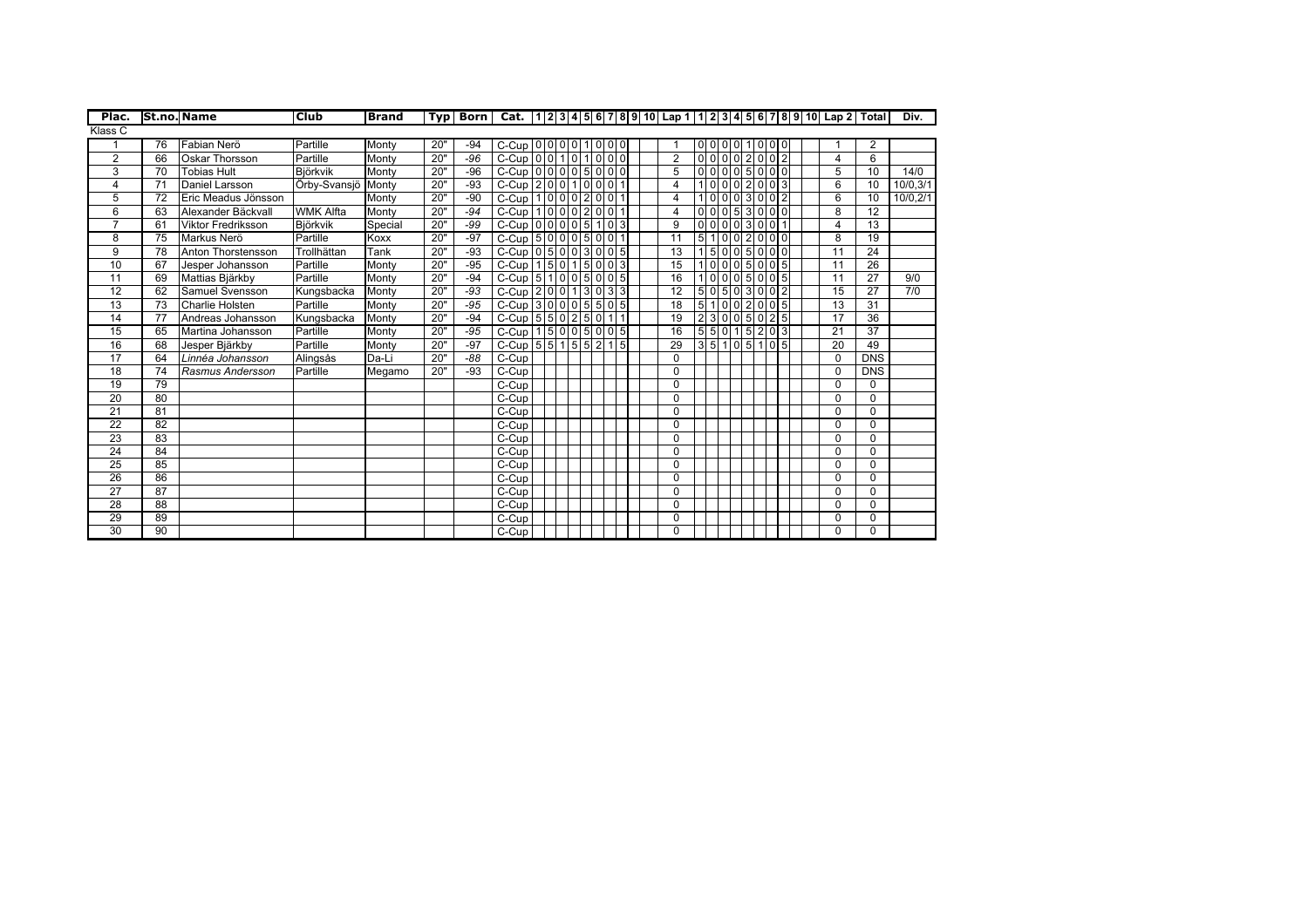| Plac. | St.no. | Name | Club | Brand | Typ | Born | Cat. | 1 | 2 | 3 | 4 | 5 | 6 | 7 | 8 | 9 | 10 | Lap 1 | 1 | 2 | 3 | 4 | 5 | 6 | 7 | 8 | 9 | 10 | Lap 2 | Total | Div. |
|---|---|---|---|---|---|---|---|---|---|---|---|---|---|---|---|---|---|---|---|---|---|---|---|---|---|---|---|---|---|---|---|
| Klass C | | | | | | | | | | | | | | | | | | | | | | | | | | | | | | | |
| 1 | 76 | Fabian Nerö | Partille | Monty | 20" | -94 | C-Cup | 0 | 0 | 0 | 0 | 1 | 0 | 0 | 0 | | | 1 | 0 | 0 | 0 | 0 | 1 | 0 | 0 | 0 | | | 1 | 2 | |
| 2 | 66 | Oskar Thorsson | Partille | Monty | 20" | *-96* | C-Cup | 0 | 0 | 1 | 0 | 1 | 0 | 0 | 0 | | | 2 | 0 | 0 | 0 | 0 | 2 | 0 | 0 | 2 | | | 4 | 6 | |
| 3 | 70 | Tobias Hult | Björkvik | Monty | 20" | -96 | C-Cup | 0 | 0 | 0 | 0 | 5 | 0 | 0 | 0 | | | 5 | 0 | 0 | 0 | 0 | 5 | 0 | 0 | 0 | | | 5 | 10 | 14/0 |
| 4 | 71 | Daniel Larsson | Örby-Svansjö | Monty | 20" | -93 | C-Cup | 2 | 0 | 0 | 1 | 0 | 0 | 0 | 1 | | | 4 | 1 | 0 | 0 | 0 | 2 | 0 | 0 | 3 | | | 6 | 10 | 10/0,3/1 |
| 5 | 72 | Eric Meadus Jönsson | | Monty | 20" | -90 | C-Cup | 1 | 0 | 0 | 0 | 2 | 0 | 0 | 1 | | | 4 | 1 | 0 | 0 | 0 | 3 | 0 | 0 | 2 | | | 6 | 10 | 10/0,2/1 |
| 6 | 63 | Alexander Bäckvall | WMK Alfta | Monty | 20" | *-94* | C-Cup | 1 | 0 | 0 | 0 | 2 | 0 | 0 | 1 | | | 4 | 0 | 0 | 0 | 5 | 3 | 0 | 0 | 0 | | | 8 | 12 | |
| 7 | 61 | Viktor Fredriksson | Björkvik | Special | 20" | *-99* | C-Cup | 0 | 0 | 0 | 0 | 5 | 1 | 0 | 3 | | | 9 | 0 | 0 | 0 | 0 | 3 | 0 | 0 | 1 | | | 4 | 13 | |
| 8 | 75 | Markus Nerö | Partille | Koxx | 20" | -97 | C-Cup | 5 | 0 | 0 | 0 | 5 | 0 | 0 | 1 | | | 11 | 5 | 1 | 0 | 0 | 2 | 0 | 0 | 0 | | | 8 | 19 | |
| 9 | 78 | Anton Thorstensson | Trollhättan | Tank | 20" | -93 | C-Cup | 0 | 5 | 0 | 0 | 3 | 0 | 0 | 5 | | | 13 | 1 | 5 | 0 | 0 | 5 | 0 | 0 | 0 | | | 11 | 24 | |
| 10 | 67 | Jesper Johansson | Partille | Monty | 20" | -95 | C-Cup | 1 | 5 | 0 | 1 | 5 | 0 | 0 | 3 | | | 15 | 1 | 0 | 0 | 0 | 5 | 0 | 0 | 5 | | | 11 | 26 | |
| 11 | 69 | Mattias Bjärkby | Partille | Monty | 20" | -94 | C-Cup | 5 | 1 | 0 | 0 | 5 | 0 | 0 | 5 | | | 16 | 1 | 0 | 0 | 0 | 5 | 0 | 0 | 5 | | | 11 | 27 | 9/0 |
| 12 | 62 | Samuel Svensson | Kungsbacka | Monty | 20" | *-93* | C-Cup | 2 | 0 | 0 | 1 | 3 | 0 | 3 | 3 | | | 12 | 5 | 0 | 5 | 0 | 3 | 0 | 0 | 2 | | | 15 | 27 | 7/0 |
| 13 | 73 | Charlie Holsten | Partille | Monty | 20" | *-95* | C-Cup | 3 | 0 | 0 | 0 | 5 | 5 | 0 | 5 | | | 18 | 5 | 1 | 0 | 0 | 2 | 0 | 0 | 5 | | | 13 | 31 | |
| 14 | 77 | Andreas Johansson | Kungsbacka | Monty | 20" | -94 | C-Cup | 5 | 5 | 0 | 2 | 5 | 0 | 1 | 1 | | | 19 | 2 | 3 | 0 | 0 | 5 | 0 | 2 | 5 | | | 17 | 36 | |
| 15 | 65 | Martina Johansson | Partille | Monty | 20" | *-95* | C-Cup | 1 | 5 | 0 | 0 | 5 | 0 | 0 | 5 | | | 16 | 5 | 5 | 0 | 1 | 5 | 2 | 0 | 3 | | | 21 | 37 | |
| 16 | 68 | Jesper Bjärkby | Partille | Monty | 20" | -97 | C-Cup | 5 | 5 | 1 | 5 | 5 | 2 | 1 | 5 | | | 29 | 3 | 5 | 1 | 0 | 5 | 1 | 0 | 5 | | | 20 | 49 | |
| 17 | 64 | *Linnéa Johansson* | Alingsås | Da-Li | 20" | *-88* | C-Cup | | | | | | | | | | | 0 | | | | | | | | | | | 0 | DNS | |
| 18 | 74 | *Rasmus Andersson* | Partille | Megamo | 20" | -93 | C-Cup | | | | | | | | | | | 0 | | | | | | | | | | | 0 | DNS | |
| 19 | 79 | | | | | | C-Cup | | | | | | | | | | | 0 | | | | | | | | | | | 0 | 0 | |
| 20 | 80 | | | | | | C-Cup | | | | | | | | | | | 0 | | | | | | | | | | | 0 | 0 | |
| 21 | 81 | | | | | | C-Cup | | | | | | | | | | | 0 | | | | | | | | | | | 0 | 0 | |
| 22 | 82 | | | | | | C-Cup | | | | | | | | | | | 0 | | | | | | | | | | | 0 | 0 | |
| 23 | 83 | | | | | | C-Cup | | | | | | | | | | | 0 | | | | | | | | | | | 0 | 0 | |
| 24 | 84 | | | | | | C-Cup | | | | | | | | | | | 0 | | | | | | | | | | | 0 | 0 | |
| 25 | 85 | | | | | | C-Cup | | | | | | | | | | | 0 | | | | | | | | | | | 0 | 0 | |
| 26 | 86 | | | | | | C-Cup | | | | | | | | | | | 0 | | | | | | | | | | | 0 | 0 | |
| 27 | 87 | | | | | | C-Cup | | | | | | | | | | | 0 | | | | | | | | | | | 0 | 0 | |
| 28 | 88 | | | | | | C-Cup | | | | | | | | | | | 0 | | | | | | | | | | | 0 | 0 | |
| 29 | 89 | | | | | | C-Cup | | | | | | | | | | | 0 | | | | | | | | | | | 0 | 0 | |
| 30 | 90 | | | | | | C-Cup | | | | | | | | | | | 0 | | | | | | | | | | | 0 | 0 | |